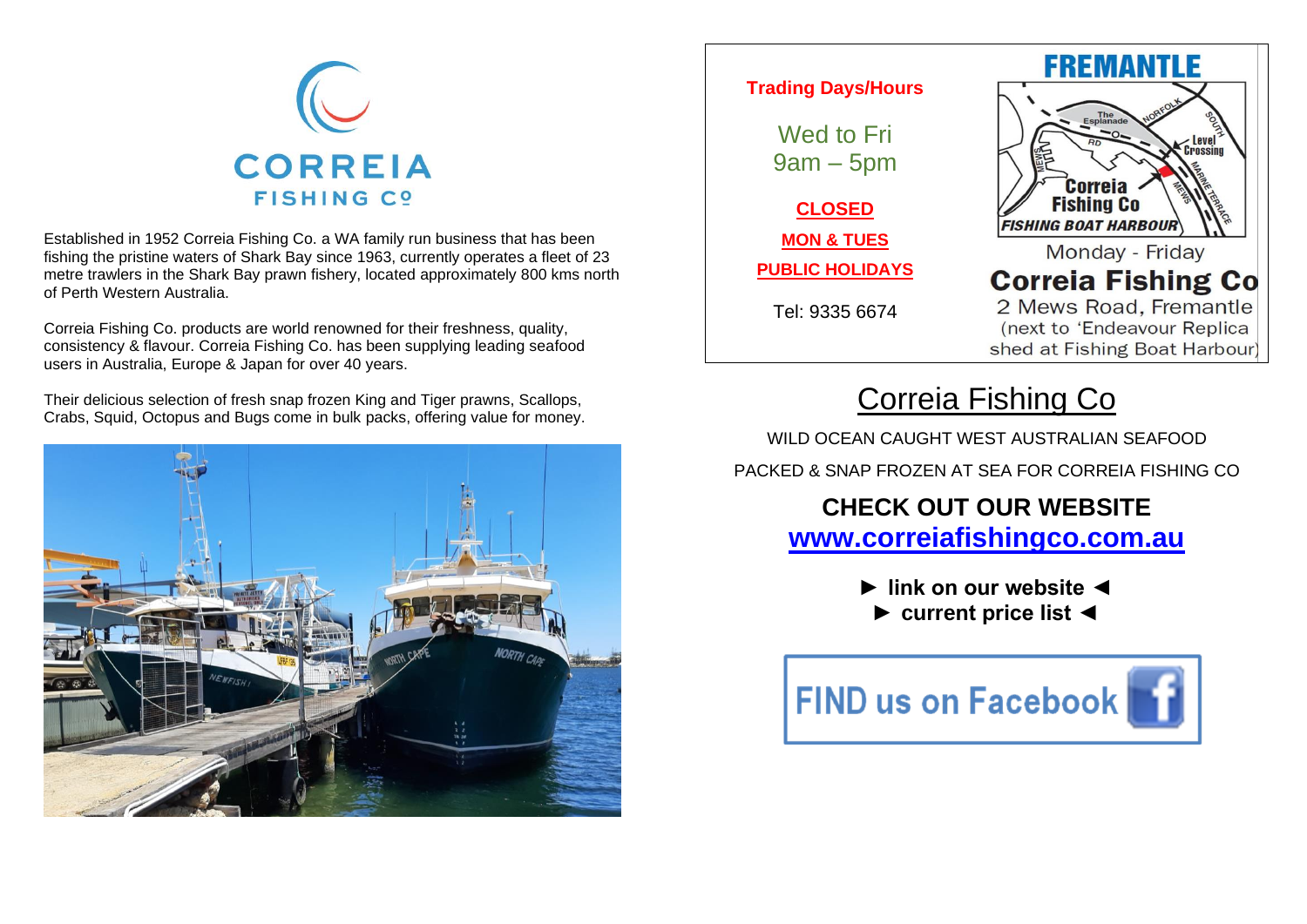# CORREIA FISHING Cº

Established in 1952 Correia Fishing Co. a WA family run business that has been fishing the pristine waters of Shark Bay since 1963, currently operates a fleet of 23 metre trawlers in the Shark Bay prawn fishery, located approximately 800 kms north of Perth Western Australia.

Correia Fishing Co. products are world renowned for their freshness, quality, consistency & flavour. Correia Fishing Co. has been supplying leading seafood users in Australia, Europe & Japan for over 40 years.

Their delicious selection of fresh snap frozen King and Tiger prawns, Scallops, Crabs, Squid, Octopus and Bugs come in bulk packs, offering value for money.

**Trading Days/Hours**

Wed to Fri
9am – 5pm

**CLOSED**

**MON & TUES**

**PUBLIC HOLIDAYS**

Tel: 9335 6674

**FREMANTLE**

Monday - Friday

**Correia Fishing Co**

2 Mews Road, Fremantle
(next to 'Endeavour Replica shed at Fishing Boat Harbour)

## Correia Fishing Co

WILD OCEAN CAUGHT WEST AUSTRALIAN SEAFOOD

PACKED & SNAP FROZEN AT SEA FOR CORREIA FISHING CO

**CHECK OUT OUR WEBSITE**

**www.correiafishingco.com.au**

**► link on our website ◄**
**► current price list ◄**

FIND us on Facebook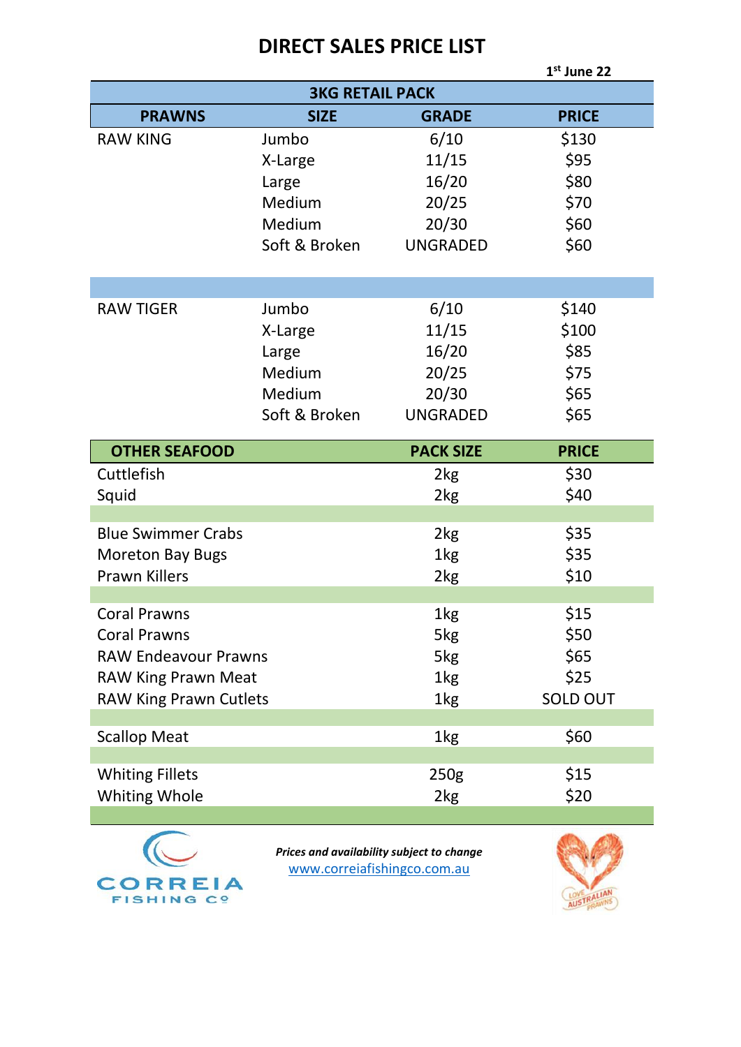# DIRECT SALES PRICE LIST

1st June 22

| 3KG RETAIL PACK | | | |
|---|---|---|---|
| **PRAWNS** | **SIZE** | **GRADE** | **PRICE** |
| RAW KING | Jumbo | 6/10 | $130 |
| | X-Large | 11/15 | $95 |
| | Large | 16/20 | $80 |
| | Medium | 20/25 | $70 |
| | Medium | 20/30 | $60 |
| | Soft & Broken | UNGRADED | $60 |
| | | | |
| RAW TIGER | Jumbo | 6/10 | $140 |
| | X-Large | 11/15 | $100 |
| | Large | 16/20 | $85 |
| | Medium | 20/25 | $75 |
| | Medium | 20/30 | $65 |
| | Soft & Broken | UNGRADED | $65 |

| OTHER SEAFOOD | PACK SIZE | PRICE |
|---|---|---|
| Cuttlefish | 2kg | $30 |
| Squid | 2kg | $40 |
| | | |
| Blue Swimmer Crabs | 2kg | $35 |
| Moreton Bay Bugs | 1kg | $35 |
| Prawn Killers | 2kg | $10 |
| | | |
| Coral Prawns | 1kg | $15 |
| Coral Prawns | 5kg | $50 |
| RAW Endeavour Prawns | 5kg | $65 |
| RAW King Prawn Meat | 1kg | $25 |
| RAW King Prawn Cutlets | 1kg | SOLD OUT |
| | | |
| Scallop Meat | 1kg | $60 |
| | | |
| Whiting Fillets | 250g | $15 |
| Whiting Whole | 2kg | $20 |

CORREIA FISHING Co

***Prices and availability subject to change***

www.correiafishingco.com.au

LOVE AUSTRALIAN PRAWNS